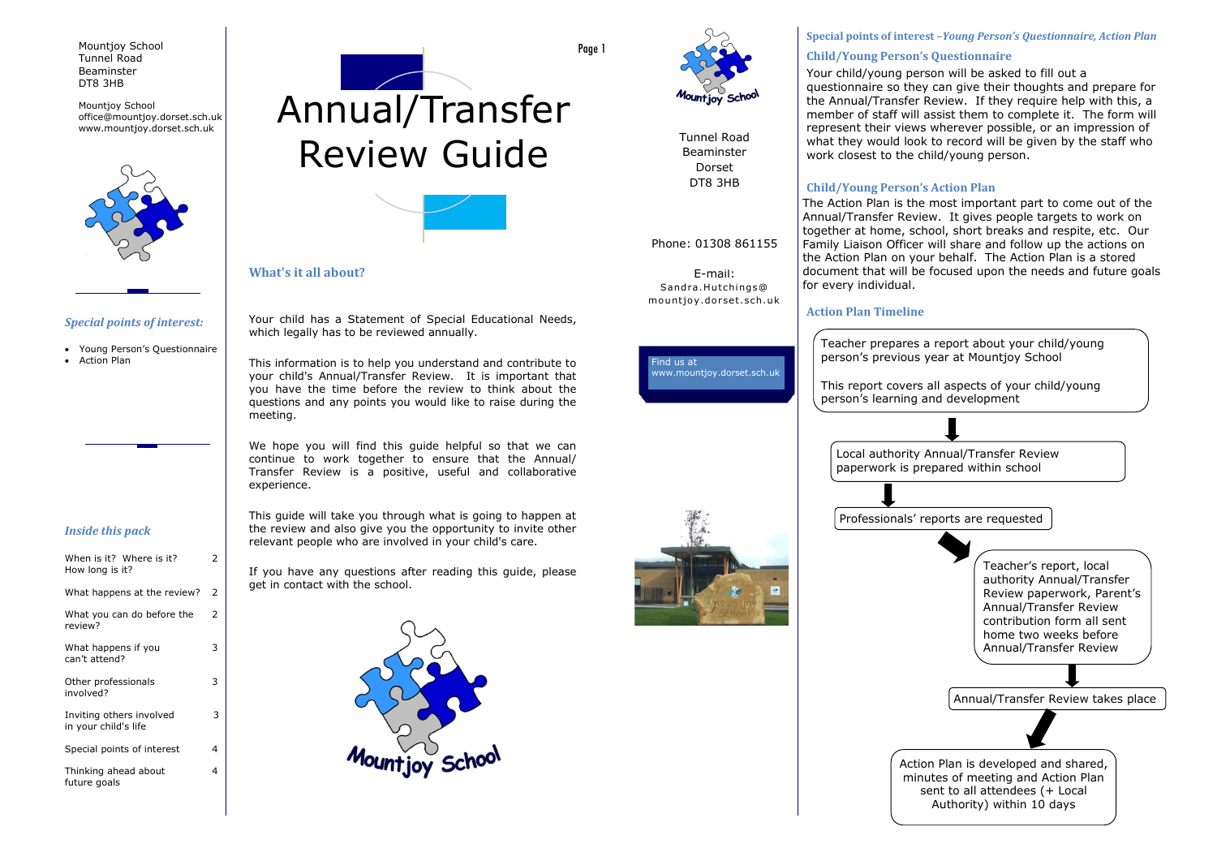Mountjoy School
Tunnel Road
Beaminster
DT8 3HB

Mountjoy School
office@mountjoy.dorset.sch.uk
www.mountjoy.dorset.sch.uk

*Special points of interest:*

- Young Person's Questionnaire
- Action Plan

*Inside this pack*

| | |
|---|---|
| When is it? Where is it? How long is it? | 2 |
| What happens at the review? | 2 |
| What you can do before the review? | 2 |
| What happens if you can't attend? | 3 |
| Other professionals involved? | 3 |
| Inviting others involved in your child's life | 3 |
| Special points of interest | 4 |
| Thinking ahead about future goals | 4 |

# Annual/Transfer Review Guide

## What's it all about?

Your child has a Statement of Special Educational Needs, which legally has to be reviewed annually.

This information is to help you understand and contribute to your child's Annual/Transfer Review. It is important that you have the time before the review to think about the questions and any points you would like to raise during the meeting.

We hope you will find this guide helpful so that we can continue to work together to ensure that the Annual/Transfer Review is a positive, useful and collaborative experience.

This guide will take you through what is going to happen at the review and also give you the opportunity to invite other relevant people who are involved in your child's care.

If you have any questions after reading this guide, please get in contact with the school.

Mountjoy School

Tunnel Road
Beaminster
Dorset
DT8 3HB

Phone: 01308 861155

E-mail:
Sandra.Hutchings@mountjoy.dorset.sch.uk

Find us at
www.mountjoy.dorset.sch.uk

## Special points of interest –*Young Person's Questionnaire, Action Plan*

### Child/Young Person's Questionnaire

Your child/young person will be asked to fill out a questionnaire so they can give their thoughts and prepare for the Annual/Transfer Review. If they require help with this, a member of staff will assist them to complete it. The form will represent their views wherever possible, or an impression of what they would look to record will be given by the staff who work closest to the child/young person.

### Child/Young Person's Action Plan

The Action Plan is the most important part to come out of the Annual/Transfer Review. It gives people targets to work on together at home, school, short breaks and respite, etc. Our Family Liaison Officer will share and follow up the actions on the Action Plan on your behalf. The Action Plan is a stored document that will be focused upon the needs and future goals for every individual.

### Action Plan Timeline

1. Teacher prepares a report about your child/young person's previous year at Mountjoy School

   This report covers all aspects of your child/young person's learning and development
2. Local authority Annual/Transfer Review paperwork is prepared within school
3. Professionals' reports are requested
4. Teacher's report, local authority Annual/Transfer Review paperwork, Parent's Annual/Transfer Review contribution form all sent home two weeks before Annual/Transfer Review
5. Annual/Transfer Review takes place
6. Action Plan is developed and shared, minutes of meeting and Action Plan sent to all attendees (+ Local Authority) within 10 days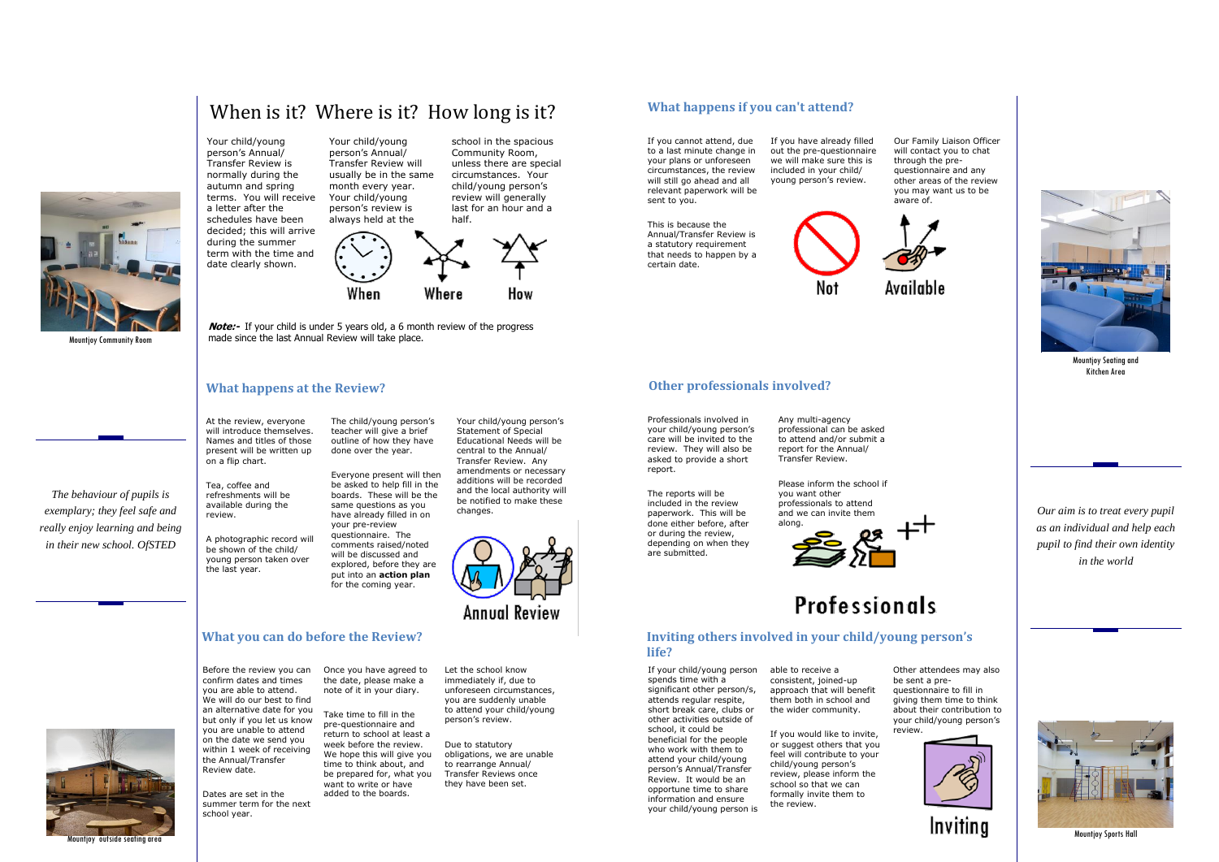Mountjoy Community Room

*The behaviour of pupils is exemplary; they feel safe and really enjoy learning and being in their new school. OfSTED*

Mountjoy outside seating area

## When is it? Where is it? How long is it?

Your child/young person's Annual/Transfer Review is normally during the autumn and spring terms. You will receive a letter after the schedules have been decided; this will arrive during the summer term with the time and date clearly shown.

Your child/young person's Annual/Transfer Review will usually be in the same month every year. Your child/young person's review is always held at the school in the spacious Community Room, unless there are special circumstances. Your child/young person's review will generally last for an hour and a half.

When Where How

***Note:-*** If your child is under 5 years old, a 6 month review of the progress made since the last Annual Review will take place.

## What happens at the Review?

At the review, everyone will introduce themselves. Names and titles of those present will be written up on a flip chart.

Tea, coffee and refreshments will be available during the review.

A photographic record will be shown of the child/young person taken over the last year.

The child/young person's teacher will give a brief outline of how they have done over the year.

Everyone present will then be asked to help fill in the boards. These will be the same questions as you have already filled in on your pre-review questionnaire. The comments raised/noted will be discussed and explored, before they are put into an **action plan** for the coming year.

Your child/young person's Statement of Special Educational Needs will be central to the Annual/Transfer Review. Any amendments or necessary additions will be recorded and the local authority will be notified to make these changes.

Annual Review

## What you can do before the Review?

Before the review you can confirm dates and times you are able to attend. We will do our best to find an alternative date for you but only if you let us know you are unable to attend on the date we send you within 1 week of receiving the Annual/Transfer Review date.

Dates are set in the summer term for the next school year.

Once you have agreed to the date, please make a note of it in your diary.

Take time to fill in the pre-questionnaire and return to school at least a week before the review. We hope this will give you time to think about, and be prepared for, what you want to write or have added to the boards.

Let the school know immediately if, due to unforeseen circumstances, you are suddenly unable to attend your child/young person's review.

Due to statutory obligations, we are unable to rearrange Annual/Transfer Reviews once they have been set.

## What happens if you can't attend?

If you cannot attend, due to a last minute change in your plans or unforeseen circumstances, the review will still go ahead and all relevant paperwork will be sent to you.

This is because the Annual/Transfer Review is a statutory requirement that needs to happen by a certain date.

If you have already filled out the pre-questionnaire we will make sure this is included in your child/young person's review.

Our Family Liaison Officer will contact you to chat through the pre-questionnaire and any other areas of the review you may want us to be aware of.

Not Available

## Other professionals involved?

Professionals involved in your child/young person's care will be invited to the review. They will also be asked to provide a short report.

The reports will be included in the review paperwork. This will be done either before, after or during the review, depending on when they are submitted.

Any multi-agency professional can be asked to attend and/or submit a report for the Annual/Transfer Review.

Please inform the school if you want other professionals to attend and we can invite them along.

Professionals

## Inviting others involved in your child/young person's life?

If your child/young person spends time with a significant other person/s, attends regular respite, short break care, clubs or other activities outside of school, it could be beneficial for the people who work with them to attend your child/young person's Annual/Transfer Review. It would be an opportune time to share information and ensure your child/young person is able to receive a consistent, joined-up approach that will benefit them both in school and the wider community.

If you would like to invite, or suggest others that you feel will contribute to your child/young person's review, please inform the school so that we can formally invite them to the review.

Other attendees may also be sent a pre-questionnaire to fill in giving them time to think about their contribution to your child/young person's review.

Inviting

Mountjoy Seating and Kitchen Area

*Our aim is to treat every pupil as an individual and help each pupil to find their own identity in the world*

Mountjoy Sports Hall